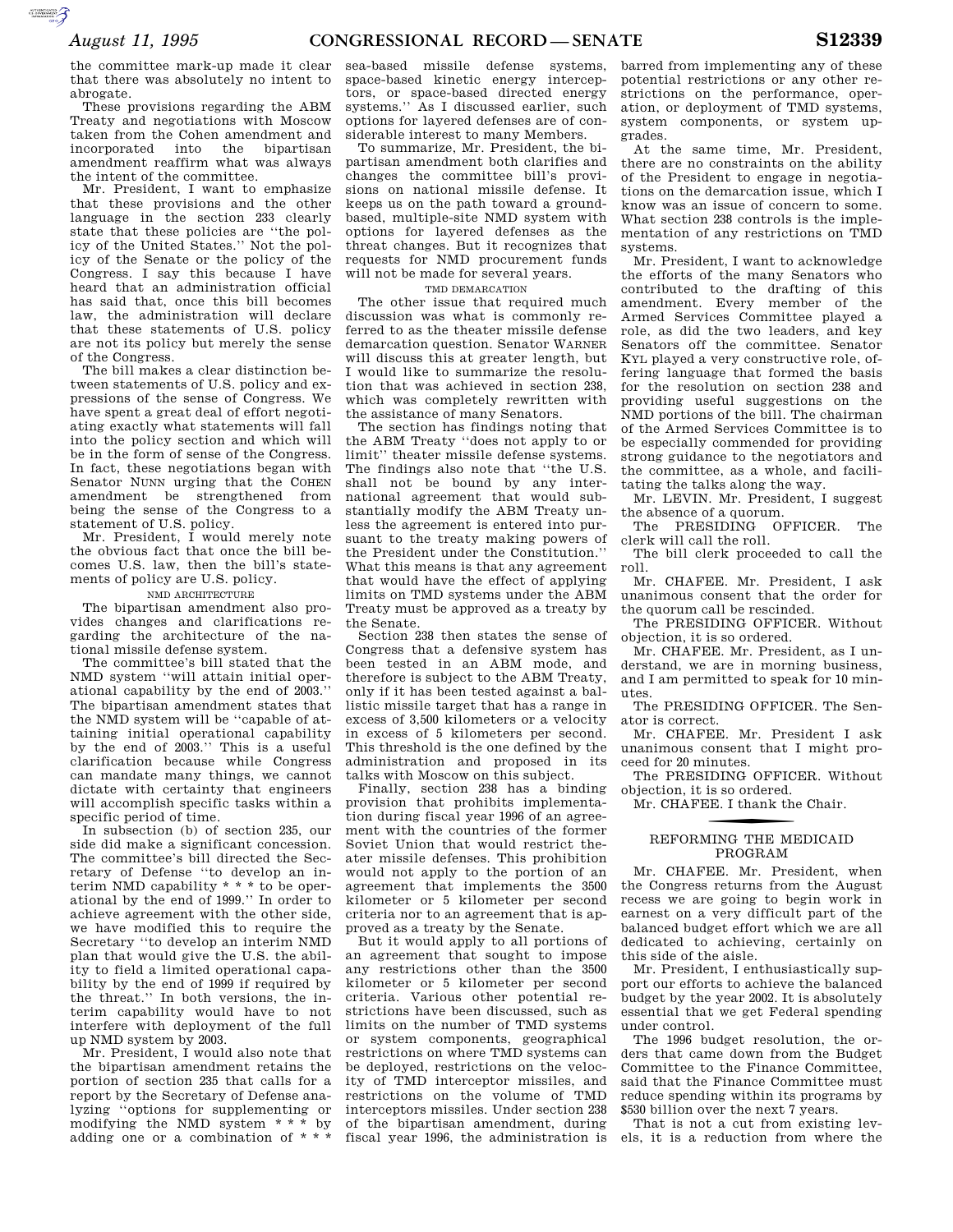the committee mark-up made it clear that there was absolutely no intent to abrogate.

These provisions regarding the ABM Treaty and negotiations with Moscow taken from the Cohen amendment and incorporated into the bipartisan amendment reaffirm what was always the intent of the committee.

Mr. President, I want to emphasize that these provisions and the other language in the section 233 clearly state that these policies are ''the policy of the United States.'' Not the policy of the Senate or the policy of the Congress. I say this because I have heard that an administration official has said that, once this bill becomes law, the administration will declare that these statements of U.S. policy are not its policy but merely the sense of the Congress.

The bill makes a clear distinction between statements of U.S. policy and expressions of the sense of Congress. We have spent a great deal of effort negotiating exactly what statements will fall into the policy section and which will be in the form of sense of the Congress. In fact, these negotiations began with Senator NUNN urging that the COHEN amendment be strengthened from being the sense of the Congress to a statement of U.S. policy.

Mr. President, I would merely note the obvious fact that once the bill becomes U.S. law, then the bill's statements of policy are U.S. policy.

NMD ARCHITECTURE

The bipartisan amendment also provides changes and clarifications regarding the architecture of the national missile defense system.

The committee's bill stated that the NMD system ''will attain initial operational capability by the end of 2003.'' The bipartisan amendment states that the NMD system will be ''capable of attaining initial operational capability by the end of 2003.'' This is a useful clarification because while Congress can mandate many things, we cannot dictate with certainty that engineers will accomplish specific tasks within a specific period of time.

In subsection (b) of section 235, our side did make a significant concession. The committee's bill directed the Secretary of Defense ''to develop an interim NMD capability * * * to be operational by the end of 1999.'' In order to achieve agreement with the other side, we have modified this to require the Secretary ''to develop an interim NMD plan that would give the U.S. the ability to field a limited operational capability by the end of 1999 if required by the threat.'' In both versions, the interim capability would have to not interfere with deployment of the full up NMD system by 2003.

Mr. President, I would also note that the bipartisan amendment retains the portion of section 235 that calls for a report by the Secretary of Defense analyzing ''options for supplementing or modifying the NMD system * * * by adding one or a combination of * * * sea-based missile defense systems, space-based kinetic energy interceptors, or space-based directed energy systems.'' As I discussed earlier, such options for layered defenses are of considerable interest to many Members.

To summarize, Mr. President, the bipartisan amendment both clarifies and changes the committee bill's provisions on national missile defense. It keeps us on the path toward a ground-based, multiple-site NMD system with options for layered defenses as the threat changes. But it recognizes that requests for NMD procurement funds will not be made for several years.

TMD DEMARCATION

The other issue that required much discussion was what is commonly referred to as the theater missile defense demarcation question. Senator WARNER will discuss this at greater length, but I would like to summarize the resolution that was achieved in section 238, which was completely rewritten with the assistance of many Senators.

The section has findings noting that the ABM Treaty ''does not apply to or limit'' theater missile defense systems. The findings also note that ''the U.S. shall not be bound by any international agreement that would substantially modify the ABM Treaty unless the agreement is entered into pursuant to the treaty making powers of the President under the Constitution.'' What this means is that any agreement that would have the effect of applying limits on TMD systems under the ABM Treaty must be approved as a treaty by the Senate.

Section 238 then states the sense of Congress that a defensive system has been tested in an ABM mode, and therefore is subject to the ABM Treaty, only if it has been tested against a ballistic missile target that has a range in excess of 3,500 kilometers or a velocity in excess of 5 kilometers per second. This threshold is the one defined by the administration and proposed in its talks with Moscow on this subject.

Finally, section 238 has a binding provision that prohibits implementation during fiscal year 1996 of an agreement with the countries of the former Soviet Union that would restrict theater missile defenses. This prohibition would not apply to the portion of an agreement that implements the 3500 kilometer or 5 kilometer per second criteria nor to an agreement that is approved as a treaty by the Senate.

But it would apply to all portions of an agreement that sought to impose any restrictions other than the 3500 kilometer or 5 kilometer per second criteria. Various other potential restrictions have been discussed, such as limits on the number of TMD systems or system components, geographical restrictions on where TMD systems can be deployed, restrictions on the velocity of TMD interceptor missiles, and restrictions on the volume of TMD interceptors missiles. Under section 238 of the bipartisan amendment, during fiscal year 1996, the administration is barred from implementing any of these potential restrictions or any other restrictions on the performance, operation, or deployment of TMD systems, system components, or system upgrades.

At the same time, Mr. President, there are no constraints on the ability of the President to engage in negotiations on the demarcation issue, which I know was an issue of concern to some. What section 238 controls is the implementation of any restrictions on TMD systems.

Mr. President, I want to acknowledge the efforts of the many Senators who contributed to the drafting of this amendment. Every member of the Armed Services Committee played a role, as did the two leaders, and key Senators off the committee. Senator KYL played a very constructive role, offering language that formed the basis for the resolution on section 238 and providing useful suggestions on the NMD portions of the bill. The chairman of the Armed Services Committee is to be especially commended for providing strong guidance to the negotiators and the committee, as a whole, and facilitating the talks along the way.

Mr. LEVIN. Mr. President, I suggest the absence of a quorum.

The PRESIDING OFFICER. The clerk will call the roll.

The bill clerk proceeded to call the roll.

Mr. CHAFEE. Mr. President, I ask unanimous consent that the order for the quorum call be rescinded.

The PRESIDING OFFICER. Without objection, it is so ordered.

Mr. CHAFEE. Mr. President, as I understand, we are in morning business, and I am permitted to speak for 10 minutes.

The PRESIDING OFFICER. The Senator is correct.

Mr. CHAFEE. Mr. President I ask unanimous consent that I might proceed for 20 minutes.

The PRESIDING OFFICER. Without objection, it is so ordered.

Mr. CHAFEE. I thank the Chair.

## REFORMING THE MEDICAID PROGRAM

Mr. CHAFEE. Mr. President, when the Congress returns from the August recess we are going to begin work in earnest on a very difficult part of the balanced budget effort which we are all dedicated to achieving, certainly on this side of the aisle.

Mr. President, I enthusiastically support our efforts to achieve the balanced budget by the year 2002. It is absolutely essential that we get Federal spending under control.

The 1996 budget resolution, the orders that came down from the Budget Committee to the Finance Committee, said that the Finance Committee must reduce spending within its programs by $530 billion over the next 7 years.

That is not a cut from existing levels, it is a reduction from where the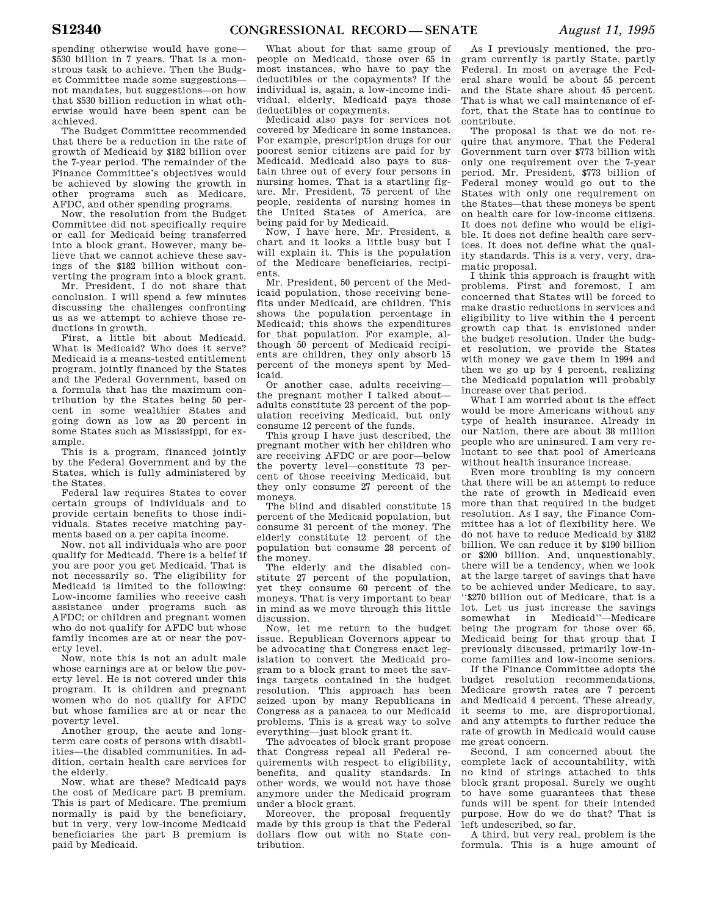spending otherwise would have gone—$530 billion in 7 years. That is a monstrous task to achieve. Then the Budget Committee made some suggestions—not mandates, but suggestions—on how that $530 billion reduction in what otherwise would have been spent can be achieved.

The Budget Committee recommended that there be a reduction in the rate of growth of Medicaid by $182 billion over the 7-year period. The remainder of the Finance Committee's objectives would be achieved by slowing the growth in other programs such as Medicare, AFDC, and other spending programs.

Now, the resolution from the Budget Committee did not specifically require or call for Medicaid being transferred into a block grant. However, many believe that we cannot achieve these savings of the $182 billion without converting the program into a block grant.

Mr. President, I do not share that conclusion. I will spend a few minutes discussing the challenges confronting us as we attempt to achieve those reductions in growth.

First, a little bit about Medicaid. What is Medicaid? Who does it serve? Medicaid is a means-tested entitlement program, jointly financed by the States and the Federal Government, based on a formula that has the maximum contribution by the States being 50 percent in some wealthier States and going down as low as 20 percent in some States such as Mississippi, for example.

This is a program, financed jointly by the Federal Government and by the States, which is fully administered by the States.

Federal law requires States to cover certain groups of individuals and to provide certain benefits to those individuals. States receive matching payments based on a per capita income.

Now, not all individuals who are poor qualify for Medicaid. There is a belief if you are poor you get Medicaid. That is not necessarily so. The eligibility for Medicaid is limited to the following: Low-income families who receive cash assistance under programs such as AFDC; or children and pregnant women who do not qualify for AFDC but whose family incomes are at or near the poverty level.

Now, note this is not an adult male whose earnings are at or below the poverty level. He is not covered under this program. It is children and pregnant women who do not qualify for AFDC but whose families are at or near the poverty level.

Another group, the acute and long-term care costs of persons with disabilities—the disabled communities. In addition, certain health care services for the elderly.

Now, what are these? Medicaid pays the cost of Medicare part B premium. This is part of Medicare. The premium normally is paid by the beneficiary, but in very, very low-income Medicaid beneficiaries the part B premium is paid by Medicaid.

What about for that same group of people on Medicaid, those over 65 in most instances, who have to pay the deductibles or the copayments? If the individual is, again, a low-income individual, elderly, Medicaid pays those deductibles or copayments.

Medicaid also pays for services not covered by Medicare in some instances. For example, prescription drugs for our poorest senior citizens are paid for by Medicaid. Medicaid also pays to sustain three out of every four persons in nursing homes. That is a startling figure. Mr. President, 75 percent of the people, residents of nursing homes in the United States of America, are being paid for by Medicaid.

Now, I have here, Mr. President, a chart and it looks a little busy but I will explain it. This is the population of the Medicare beneficiaries, recipients.

Mr. President, 50 percent of the Medicaid population, those receiving benefits under Medicaid, are children. This shows the population percentage in Medicaid; this shows the expenditures for that population. For example, although 50 percent of Medicaid recipients are children, they only absorb 15 percent of the moneys spent by Medicaid.

Or another case, adults receiving—the pregnant mother I talked about—adults constitute 23 percent of the population receiving Medicaid, but only consume 12 percent of the funds.

This group I have just described, the pregnant mother with her children who are receiving AFDC or are poor—below the poverty level—constitute 73 percent of those receiving Medicaid, but they only consume 27 percent of the moneys.

The blind and disabled constitute 15 percent of the Medicaid population, but consume 31 percent of the money. The elderly constitute 12 percent of the population but consume 28 percent of the money.

The elderly and the disabled constitute 27 percent of the population, yet they consume 60 percent of the moneys. That is very important to bear in mind as we move through this little discussion.

Now, let me return to the budget issue. Republican Governors appear to be advocating that Congress enact legislation to convert the Medicaid program to a block grant to meet the savings targets contained in the budget resolution. This approach has been seized upon by many Republicans in Congress as a panacea to our Medicaid problems. This is a great way to solve everything—just block grant it.

The advocates of block grant propose that Congress repeal all Federal requirements with respect to eligibility, benefits, and quality standards. In other words, we would not have those anymore under the Medicaid program under a block grant.

Moreover, the proposal frequently made by this group is that the Federal dollars flow out with no State contribution.

As I previously mentioned, the program currently is partly State, partly Federal. In most on average the Federal share would be about 55 percent and the State share about 45 percent. That is what we call maintenance of effort, that the State has to continue to contribute.

The proposal is that we do not require that anymore. That the Federal Government turn over $773 billion with only one requirement over the 7-year period. Mr. President, $773 billion of Federal money would go out to the States with only one requirement on the States—that these moneys be spent on health care for low-income citizens. It does not define who would be eligible. It does not define health care services. It does not define what the quality standards. This is a very, very, dramatic proposal.

I think this approach is fraught with problems. First and foremost, I am concerned that States will be forced to make drastic reductions in services and eligibility to live within the 4 percent growth cap that is envisioned under the budget resolution. Under the budget resolution, we provide the States with money we gave them in 1994 and then we go up by 4 percent, realizing the Medicaid population will probably increase over that period.

What I am worried about is the effect would be more Americans without any type of health insurance. Already in our Nation, there are about 38 million people who are uninsured. I am very reluctant to see that pool of Americans without health insurance increase.

Even more troubling is my concern that there will be an attempt to reduce the rate of growth in Medicaid even more than that required in the budget resolution. As I say, the Finance Committee has a lot of flexibility here. We do not have to reduce Medicaid by $182 billion. We can reduce it by $190 billion or $200 billion. And, unquestionably, there will be a tendency, when we look at the large target of savings that have to be achieved under Medicare, to say, "$270 billion out of Medicare, that is a lot. Let us just increase the savings somewhat in Medicaid"—Medicare being the program for those over 65, Medicaid being for that group that I previously discussed, primarily low-income families and low-income seniors.

If the Finance Committee adopts the budget resolution recommendations, Medicare growth rates are 7 percent and Medicaid 4 percent. These already, it seems to me, are disproportional, and any attempts to further reduce the rate of growth in Medicaid would cause me great concern.

Second, I am concerned about the complete lack of accountability, with no kind of strings attached to this block grant proposal. Surely we ought to have some guarantees that these funds will be spent for their intended purpose. How do we do that? That is left undescribed, so far.

A third, but very real, problem is the formula. This is a huge amount of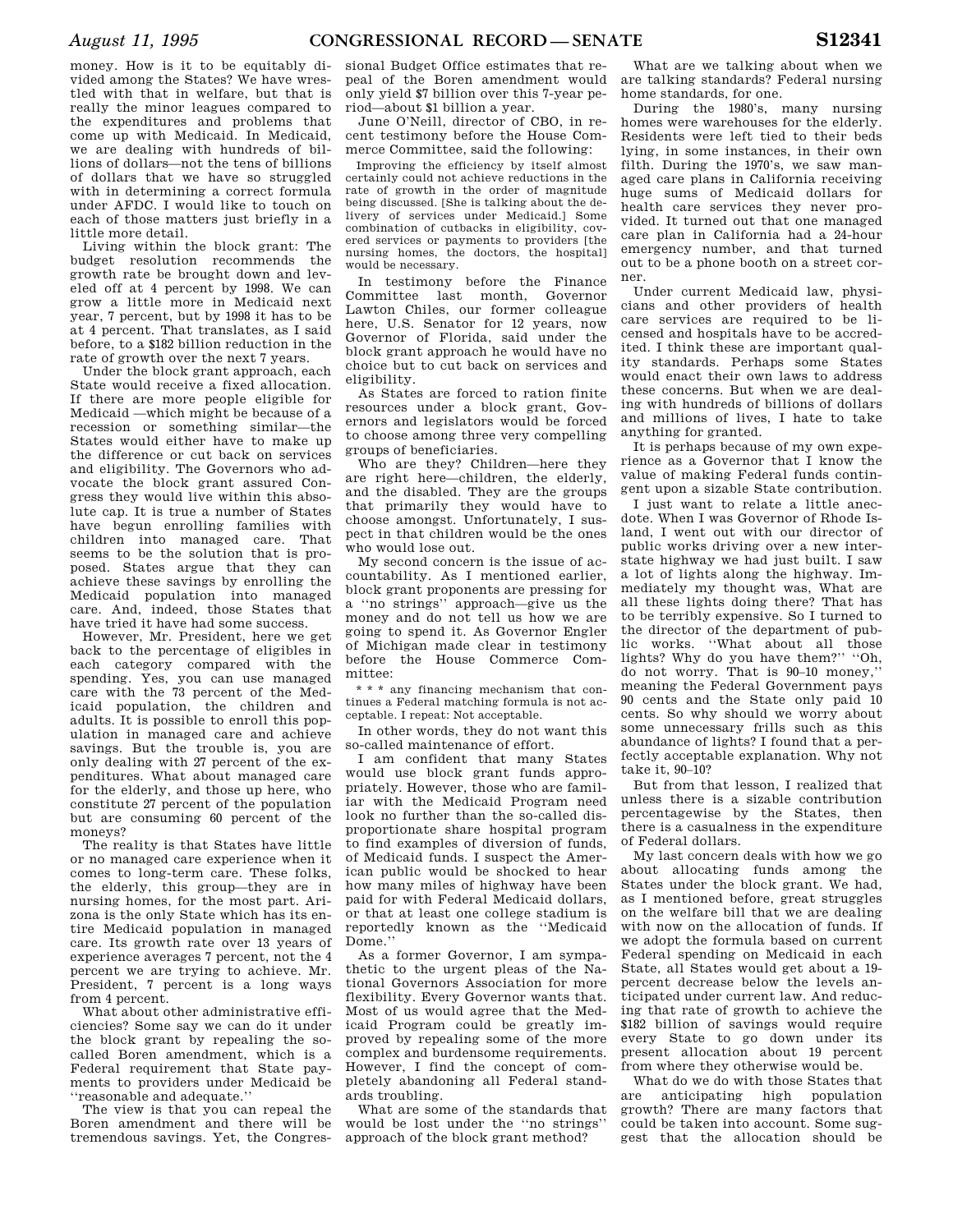money. How is it to be equitably divided among the States? We have wrestled with that in welfare, but that is really the minor leagues compared to the expenditures and problems that come up with Medicaid. In Medicaid, we are dealing with hundreds of billions of dollars—not the tens of billions of dollars that we have so struggled with in determining a correct formula under AFDC. I would like to touch on each of those matters just briefly in a little more detail.

Living within the block grant: The budget resolution recommends the growth rate be brought down and leveled off at 4 percent by 1998. We can grow a little more in Medicaid next year, 7 percent, but by 1998 it has to be at 4 percent. That translates, as I said before, to a $182 billion reduction in the rate of growth over the next 7 years.

Under the block grant approach, each State would receive a fixed allocation. If there are more people eligible for Medicaid —which might be because of a recession or something similar—the States would either have to make up the difference or cut back on services and eligibility. The Governors who advocate the block grant assured Congress they would live within this absolute cap. It is true a number of States have begun enrolling families with children into managed care. That seems to be the solution that is proposed. States argue that they can achieve these savings by enrolling the Medicaid population into managed care. And, indeed, those States that have tried it have had some success.

However, Mr. President, here we get back to the percentage of eligibles in each category compared with the spending. Yes, you can use managed care with the 73 percent of the Medicaid population, the children and adults. It is possible to enroll this population in managed care and achieve savings. But the trouble is, you are only dealing with 27 percent of the expenditures. What about managed care for the elderly, and those up here, who constitute 27 percent of the population but are consuming 60 percent of the moneys?

The reality is that States have little or no managed care experience when it comes to long-term care. These folks, the elderly, this group—they are in nursing homes, for the most part. Arizona is the only State which has its entire Medicaid population in managed care. Its growth rate over 13 years of experience averages 7 percent, not the 4 percent we are trying to achieve. Mr. President, 7 percent is a long ways from 4 percent.

What about other administrative efficiencies? Some say we can do it under the block grant by repealing the so-called Boren amendment, which is a Federal requirement that State payments to providers under Medicaid be "reasonable and adequate."

The view is that you can repeal the Boren amendment and there will be tremendous savings. Yet, the Congressional Budget Office estimates that repeal of the Boren amendment would only yield $7 billion over this 7-year period—about $1 billion a year.

June O'Neill, director of CBO, in recent testimony before the House Commerce Committee, said the following:

> Improving the efficiency by itself almost certainly could not achieve reductions in the rate of growth in the order of magnitude being discussed. [She is talking about the delivery of services under Medicaid.] Some combination of cutbacks in eligibility, covered services or payments to providers [the nursing homes, the doctors, the hospital] would be necessary.

In testimony before the Finance Committee last month, Governor Lawton Chiles, our former colleague here, U.S. Senator for 12 years, now Governor of Florida, said under the block grant approach he would have no choice but to cut back on services and eligibility.

As States are forced to ration finite resources under a block grant, Governors and legislators would be forced to choose among three very compelling groups of beneficiaries.

Who are they? Children—here they are right here—children, the elderly, and the disabled. They are the groups that primarily they would have to choose amongst. Unfortunately, I suspect in that children would be the ones who would lose out.

My second concern is the issue of accountability. As I mentioned earlier, block grant proponents are pressing for a "no strings" approach—give us the money and do not tell us how we are going to spend it. As Governor Engler of Michigan made clear in testimony before the House Commerce Committee:

> * * * any financing mechanism that continues a Federal matching formula is not acceptable. I repeat: Not acceptable.

In other words, they do not want this so-called maintenance of effort.

I am confident that many States would use block grant funds appropriately. However, those who are familiar with the Medicaid Program need look no further than the so-called disproportionate share hospital program to find examples of diversion of funds, of Medicaid funds. I suspect the American public would be shocked to hear how many miles of highway have been paid for with Federal Medicaid dollars, or that at least one college stadium is reportedly known as the "Medicaid Dome."

As a former Governor, I am sympathetic to the urgent pleas of the National Governors Association for more flexibility. Every Governor wants that. Most of us would agree that the Medicaid Program could be greatly improved by repealing some of the more complex and burdensome requirements. However, I find the concept of completely abandoning all Federal standards troubling.

What are some of the standards that would be lost under the "no strings" approach of the block grant method?

What are we talking about when we are talking standards? Federal nursing home standards, for one.

During the 1980's, many nursing homes were warehouses for the elderly. Residents were left tied to their beds lying, in some instances, in their own filth. During the 1970's, we saw managed care plans in California receiving huge sums of Medicaid dollars for health care services they never provided. It turned out that one managed care plan in California had a 24-hour emergency number, and that turned out to be a phone booth on a street corner.

Under current Medicaid law, physicians and other providers of health care services are required to be licensed and hospitals have to be accredited. I think these are important quality standards. Perhaps some States would enact their own laws to address these concerns. But when we are dealing with hundreds of billions of dollars and millions of lives, I hate to take anything for granted.

It is perhaps because of my own experience as a Governor that I know the value of making Federal funds contingent upon a sizable State contribution.

I just want to relate a little anecdote. When I was Governor of Rhode Island, I went out with our director of public works driving over a new interstate highway we had just built. I saw a lot of lights along the highway. Immediately my thought was, What are all these lights doing there? That has to be terribly expensive. So I turned to the director of the department of public works. "What about all those lights? Why do you have them?" "Oh, do not worry. That is 90–10 money," meaning the Federal Government pays 90 cents and the State only paid 10 cents. So why should we worry about some unnecessary frills such as this abundance of lights? I found that a perfectly acceptable explanation. Why not take it, 90–10?

But from that lesson, I realized that unless there is a sizable contribution percentagewise by the States, then there is a casualness in the expenditure of Federal dollars.

My last concern deals with how we go about allocating funds among the States under the block grant. We had, as I mentioned before, great struggles on the welfare bill that we are dealing with now on the allocation of funds. If we adopt the formula based on current Federal spending on Medicaid in each State, all States would get about a 19-percent decrease below the levels anticipated under current law. And reducing that rate of growth to achieve the $182 billion of savings would require every State to go down under its present allocation about 19 percent from where they otherwise would be.

What do we do with those States that are anticipating high population growth? There are many factors that could be taken into account. Some suggest that the allocation should be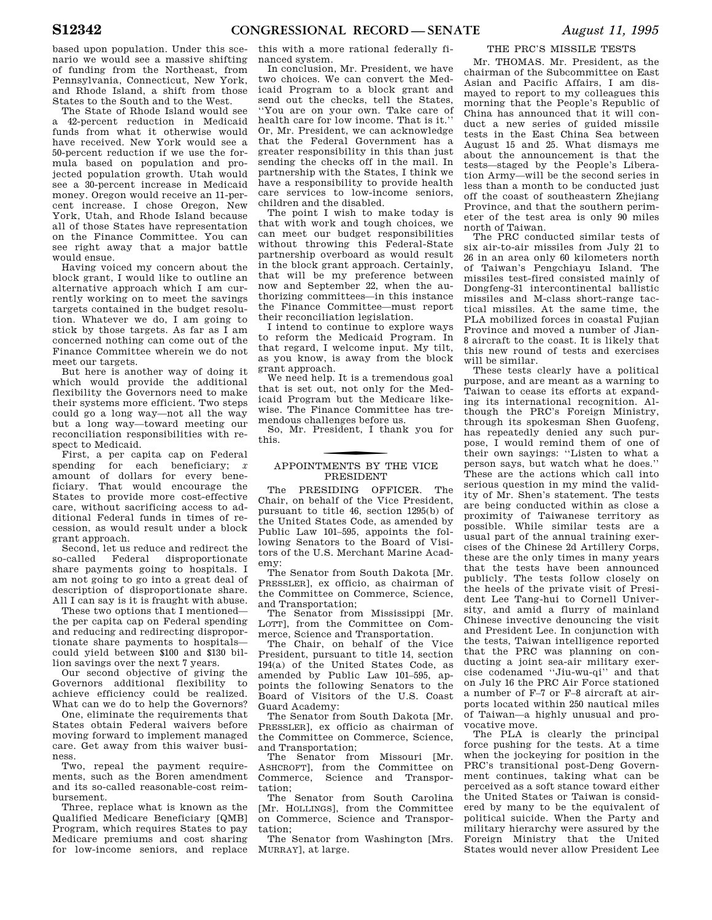based upon population. Under this scenario we would see a massive shifting of funding from the Northeast, from Pennsylvania, Connecticut, New York, and Rhode Island, a shift from those States to the South and to the West.

The State of Rhode Island would see a 42-percent reduction in Medicaid funds from what it otherwise would have received. New York would see a 50-percent reduction if we use the formula based on population and projected population growth. Utah would see a 30-percent increase in Medicaid money. Oregon would receive an 11-percent increase. I chose Oregon, New York, Utah, and Rhode Island because all of those States have representation on the Finance Committee. You can see right away that a major battle would ensue.

Having voiced my concern about the block grant, I would like to outline an alternative approach which I am currently working on to meet the savings targets contained in the budget resolution. Whatever we do, I am going to stick by those targets. As far as I am concerned nothing can come out of the Finance Committee wherein we do not meet our targets.

But here is another way of doing it which would provide the additional flexibility the Governors need to make their systems more efficient. Two steps could go a long way—not all the way but a long way—toward meeting our reconciliation responsibilities with respect to Medicaid.

First, a per capita cap on Federal spending for each beneficiary; *x* amount of dollars for every beneficiary. That would encourage the States to provide more cost-effective care, without sacrificing access to additional Federal funds in times of recession, as would result under a block grant approach.

Second, let us reduce and redirect the so-called Federal disproportionate share payments going to hospitals. I am not going to go into a great deal of description of disproportionate share. All I can say is it is fraught with abuse.

These two options that I mentioned—the per capita cap on Federal spending and reducing and redirecting disproportionate share payments to hospitals—could yield between $100 and $130 billion savings over the next 7 years.

Our second objective of giving the Governors additional flexibility to achieve efficiency could be realized. What can we do to help the Governors?

One, eliminate the requirements that States obtain Federal waivers before moving forward to implement managed care. Get away from this waiver business.

Two, repeal the payment requirements, such as the Boren amendment and its so-called reasonable-cost reimbursement.

Three, replace what is known as the Qualified Medicare Beneficiary [QMB] Program, which requires States to pay Medicare premiums and cost sharing for low-income seniors, and replace this with a more rational federally financed system.

In conclusion, Mr. President, we have two choices. We can convert the Medicaid Program to a block grant and send out the checks, tell the States, "You are on your own. Take care of health care for low income. That is it." Or, Mr. President, we can acknowledge that the Federal Government has a greater responsibility in this than just sending the checks off in the mail. In partnership with the States, I think we have a responsibility to provide health care services to low-income seniors, children and the disabled.

The point I wish to make today is that with work and tough choices, we can meet our budget responsibilities without throwing this Federal-State partnership overboard as would result in the block grant approach. Certainly, that will be my preference between now and September 22, when the authorizing committees—in this instance the Finance Committee—must report their reconciliation legislation.

I intend to continue to explore ways to reform the Medicaid Program. In that regard, I welcome input. My tilt, as you know, is away from the block grant approach.

We need help. It is a tremendous goal that is set out, not only for the Medicaid Program but the Medicare likewise. The Finance Committee has tremendous challenges before us.

So, Mr. President, I thank you for this.

## APPOINTMENTS BY THE VICE PRESIDENT

The PRESIDING OFFICER. The Chair, on behalf of the Vice President, pursuant to title 46, section 1295(b) of the United States Code, as amended by Public Law 101–595, appoints the following Senators to the Board of Visitors of the U.S. Merchant Marine Academy:

The Senator from South Dakota [Mr. PRESSLER], ex officio, as chairman of the Committee on Commerce, Science, and Transportation;

The Senator from Mississippi [Mr. LOTT], from the Committee on Commerce, Science and Transportation.

The Chair, on behalf of the Vice President, pursuant to title 14, section 194(a) of the United States Code, as amended by Public Law 101–595, appoints the following Senators to the Board of Visitors of the U.S. Coast Guard Academy:

The Senator from South Dakota [Mr. PRESSLER], ex officio as chairman of the Committee on Commerce, Science, and Transportation;

The Senator from Missouri [Mr. ASHCROFT], from the Committee on Commerce, Science and Transportation;

The Senator from South Carolina [Mr. HOLLINGS], from the Committee on Commerce, Science and Transportation;

The Senator from Washington [Mrs. MURRAY], at large.

## THE PRC'S MISSILE TESTS

Mr. THOMAS. Mr. President, as the chairman of the Subcommittee on East Asian and Pacific Affairs, I am dismayed to report to my colleagues this morning that the People's Republic of China has announced that it will conduct a new series of guided missile tests in the East China Sea between August 15 and 25. What dismays me about the announcement is that the tests—staged by the People's Liberation Army—will be the second series in less than a month to be conducted just off the coast of southeastern Zhejiang Province, and that the southern perimeter of the test area is only 90 miles north of Taiwan.

The PRC conducted similar tests of six air-to-air missiles from July 21 to 26 in an area only 60 kilometers north of Taiwan's Pengchiayu Island. The missiles test-fired consisted mainly of Dongfeng-31 intercontinental ballistic missiles and M-class short-range tactical missiles. At the same time, the PLA mobilized forces in coastal Fujian Province and moved a number of Jian-8 aircraft to the coast. It is likely that this new round of tests and exercises will be similar.

These tests clearly have a political purpose, and are meant as a warning to Taiwan to cease its efforts at expanding its international recognition. Although the PRC's Foreign Ministry, through its spokesman Shen Guofeng, has repeatedly denied any such purpose, I would remind them of one of their own sayings: "Listen to what a person says, but watch what he does." These are the actions which call into serious question in my mind the validity of Mr. Shen's statement. The tests are being conducted within as close a proximity of Taiwanese territory as possible. While similar tests are a usual part of the annual training exercises of the Chinese 2d Artillery Corps, these are the only times in many years that the tests have been announced publicly. The tests follow closely on the heels of the private visit of President Lee Tang-hui to Cornell University, and amid a flurry of mainland Chinese invective denouncing the visit and President Lee. In conjunction with the tests, Taiwan intelligence reported that the PRC was planning on conducting a joint sea-air military exercise codenamed "Jiu-wu-qi" and that on July 16 the PRC Air Force stationed a number of F–7 or F–8 aircraft at airports located within 250 nautical miles of Taiwan—a highly unusual and provocative move.

The PLA is clearly the principal force pushing for the tests. At a time when the jockeying for position in the PRC's transitional post-Deng Government continues, taking what can be perceived as a soft stance toward either the United States or Taiwan is considered by many to be the equivalent of political suicide. When the Party and military hierarchy were assured by the Foreign Ministry that the United States would never allow President Lee